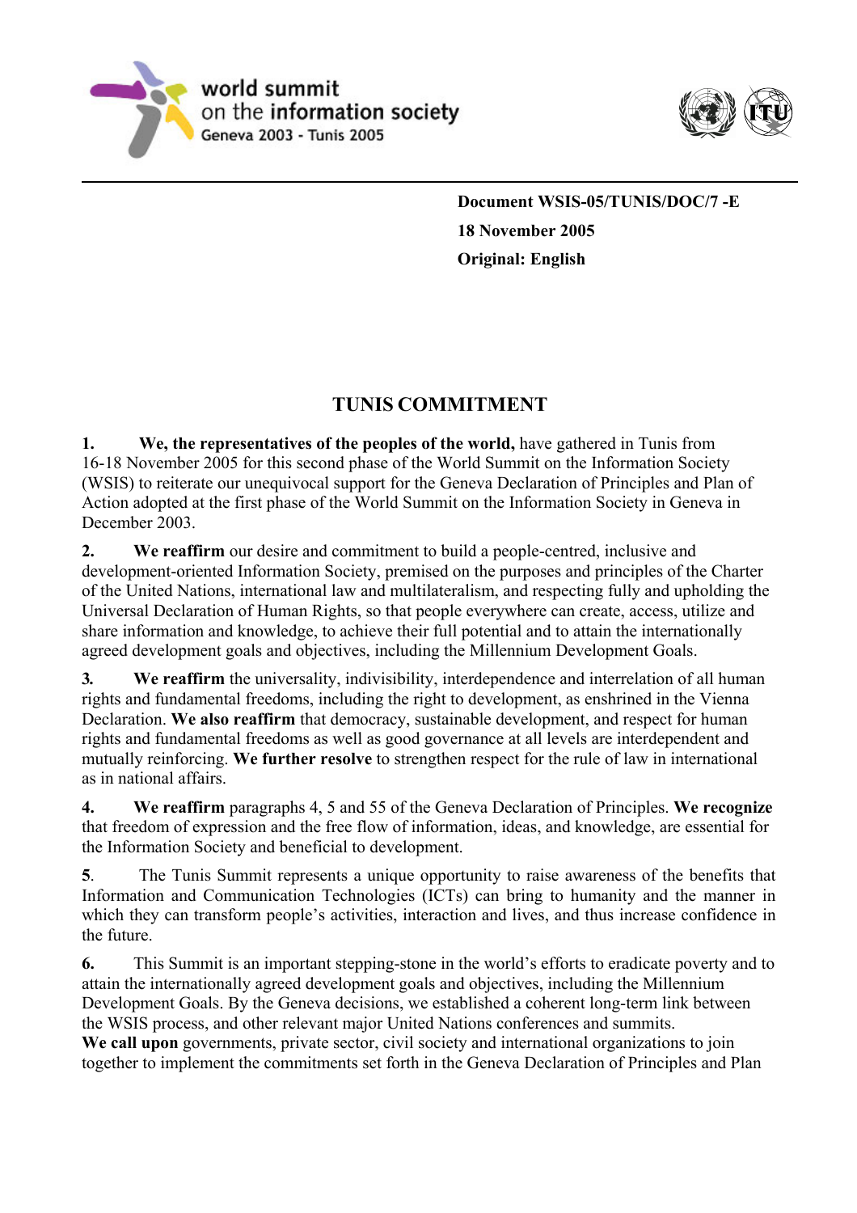world summit
on the information society
Geneva 2003 - Tunis 2005

**Document WSIS-05/TUNIS/DOC/7 -E**

**18 November 2005**

**Original: English**

# TUNIS COMMITMENT

**1. We, the representatives of the peoples of the world,** have gathered in Tunis from 16-18 November 2005 for this second phase of the World Summit on the Information Society (WSIS) to reiterate our unequivocal support for the Geneva Declaration of Principles and Plan of Action adopted at the first phase of the World Summit on the Information Society in Geneva in December 2003.

**2. We reaffirm** our desire and commitment to build a people-centred, inclusive and development-oriented Information Society, premised on the purposes and principles of the Charter of the United Nations, international law and multilateralism, and respecting fully and upholding the Universal Declaration of Human Rights, so that people everywhere can create, access, utilize and share information and knowledge, to achieve their full potential and to attain the internationally agreed development goals and objectives, including the Millennium Development Goals.

**3. We reaffirm** the universality, indivisibility, interdependence and interrelation of all human rights and fundamental freedoms, including the right to development, as enshrined in the Vienna Declaration. **We also reaffirm** that democracy, sustainable development, and respect for human rights and fundamental freedoms as well as good governance at all levels are interdependent and mutually reinforcing. **We further resolve** to strengthen respect for the rule of law in international as in national affairs.

**4. We reaffirm** paragraphs 4, 5 and 55 of the Geneva Declaration of Principles. **We recognize** that freedom of expression and the free flow of information, ideas, and knowledge, are essential for the Information Society and beneficial to development.

**5**. The Tunis Summit represents a unique opportunity to raise awareness of the benefits that Information and Communication Technologies (ICTs) can bring to humanity and the manner in which they can transform people's activities, interaction and lives, and thus increase confidence in the future.

**6.** This Summit is an important stepping-stone in the world's efforts to eradicate poverty and to attain the internationally agreed development goals and objectives, including the Millennium Development Goals. By the Geneva decisions, we established a coherent long-term link between the WSIS process, and other relevant major United Nations conferences and summits.
**We call upon** governments, private sector, civil society and international organizations to join together to implement the commitments set forth in the Geneva Declaration of Principles and Plan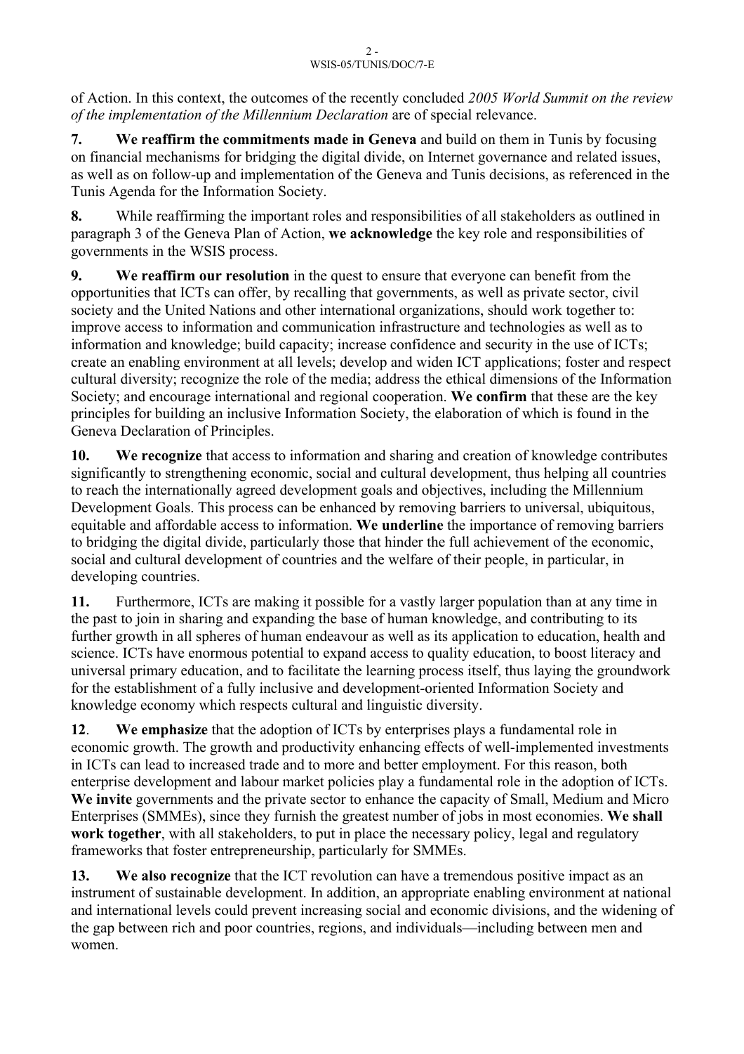of Action. In this context, the outcomes of the recently concluded *2005 World Summit on the review of the implementation of the Millennium Declaration* are of special relevance.

**7.** **We reaffirm the commitments made in Geneva** and build on them in Tunis by focusing on financial mechanisms for bridging the digital divide, on Internet governance and related issues, as well as on follow-up and implementation of the Geneva and Tunis decisions, as referenced in the Tunis Agenda for the Information Society.

**8.** While reaffirming the important roles and responsibilities of all stakeholders as outlined in paragraph 3 of the Geneva Plan of Action, **we acknowledge** the key role and responsibilities of governments in the WSIS process.

**9.** **We reaffirm our resolution** in the quest to ensure that everyone can benefit from the opportunities that ICTs can offer, by recalling that governments, as well as private sector, civil society and the United Nations and other international organizations, should work together to: improve access to information and communication infrastructure and technologies as well as to information and knowledge; build capacity; increase confidence and security in the use of ICTs; create an enabling environment at all levels; develop and widen ICT applications; foster and respect cultural diversity; recognize the role of the media; address the ethical dimensions of the Information Society; and encourage international and regional cooperation. **We confirm** that these are the key principles for building an inclusive Information Society, the elaboration of which is found in the Geneva Declaration of Principles.

**10.** **We recognize** that access to information and sharing and creation of knowledge contributes significantly to strengthening economic, social and cultural development, thus helping all countries to reach the internationally agreed development goals and objectives, including the Millennium Development Goals. This process can be enhanced by removing barriers to universal, ubiquitous, equitable and affordable access to information. **We underline** the importance of removing barriers to bridging the digital divide, particularly those that hinder the full achievement of the economic, social and cultural development of countries and the welfare of their people, in particular, in developing countries.

**11.** Furthermore, ICTs are making it possible for a vastly larger population than at any time in the past to join in sharing and expanding the base of human knowledge, and contributing to its further growth in all spheres of human endeavour as well as its application to education, health and science. ICTs have enormous potential to expand access to quality education, to boost literacy and universal primary education, and to facilitate the learning process itself, thus laying the groundwork for the establishment of a fully inclusive and development-oriented Information Society and knowledge economy which respects cultural and linguistic diversity.

**12**. **We emphasize** that the adoption of ICTs by enterprises plays a fundamental role in economic growth. The growth and productivity enhancing effects of well-implemented investments in ICTs can lead to increased trade and to more and better employment. For this reason, both enterprise development and labour market policies play a fundamental role in the adoption of ICTs. **We invite** governments and the private sector to enhance the capacity of Small, Medium and Micro Enterprises (SMMEs), since they furnish the greatest number of jobs in most economies. **We shall work together**, with all stakeholders, to put in place the necessary policy, legal and regulatory frameworks that foster entrepreneurship, particularly for SMMEs.

**13.** **We also recognize** that the ICT revolution can have a tremendous positive impact as an instrument of sustainable development. In addition, an appropriate enabling environment at national and international levels could prevent increasing social and economic divisions, and the widening of the gap between rich and poor countries, regions, and individuals—including between men and women.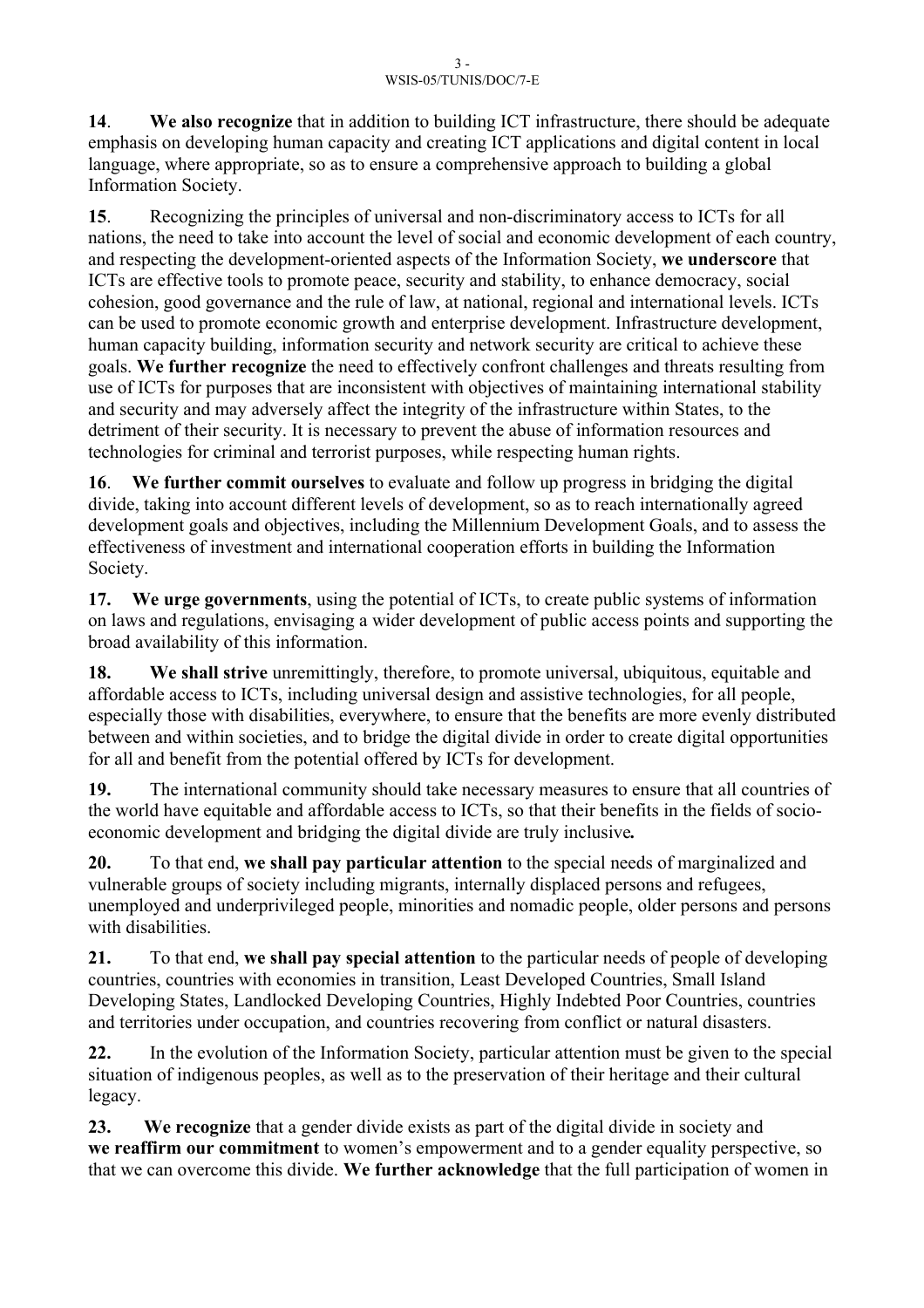**14**. **We also recognize** that in addition to building ICT infrastructure, there should be adequate emphasis on developing human capacity and creating ICT applications and digital content in local language, where appropriate, so as to ensure a comprehensive approach to building a global Information Society.

**15**. Recognizing the principles of universal and non-discriminatory access to ICTs for all nations, the need to take into account the level of social and economic development of each country, and respecting the development-oriented aspects of the Information Society, **we underscore** that ICTs are effective tools to promote peace, security and stability, to enhance democracy, social cohesion, good governance and the rule of law, at national, regional and international levels. ICTs can be used to promote economic growth and enterprise development. Infrastructure development, human capacity building, information security and network security are critical to achieve these goals. **We further recognize** the need to effectively confront challenges and threats resulting from use of ICTs for purposes that are inconsistent with objectives of maintaining international stability and security and may adversely affect the integrity of the infrastructure within States, to the detriment of their security. It is necessary to prevent the abuse of information resources and technologies for criminal and terrorist purposes, while respecting human rights.

**16**. **We further commit ourselves** to evaluate and follow up progress in bridging the digital divide, taking into account different levels of development, so as to reach internationally agreed development goals and objectives, including the Millennium Development Goals, and to assess the effectiveness of investment and international cooperation efforts in building the Information Society.

**17.** **We urge governments**, using the potential of ICTs, to create public systems of information on laws and regulations, envisaging a wider development of public access points and supporting the broad availability of this information.

**18.** **We shall strive** unremittingly, therefore, to promote universal, ubiquitous, equitable and affordable access to ICTs, including universal design and assistive technologies, for all people, especially those with disabilities, everywhere, to ensure that the benefits are more evenly distributed between and within societies, and to bridge the digital divide in order to create digital opportunities for all and benefit from the potential offered by ICTs for development.

**19.** The international community should take necessary measures to ensure that all countries of the world have equitable and affordable access to ICTs, so that their benefits in the fields of socio-economic development and bridging the digital divide are truly inclusive*.*

**20.** To that end, **we shall pay particular attention** to the special needs of marginalized and vulnerable groups of society including migrants, internally displaced persons and refugees, unemployed and underprivileged people, minorities and nomadic people, older persons and persons with disabilities.

**21.** To that end, **we shall pay special attention** to the particular needs of people of developing countries, countries with economies in transition, Least Developed Countries, Small Island Developing States, Landlocked Developing Countries, Highly Indebted Poor Countries, countries and territories under occupation, and countries recovering from conflict or natural disasters.

**22.** In the evolution of the Information Society, particular attention must be given to the special situation of indigenous peoples, as well as to the preservation of their heritage and their cultural legacy.

**23.** **We recognize** that a gender divide exists as part of the digital divide in society and **we reaffirm our commitment** to women's empowerment and to a gender equality perspective, so that we can overcome this divide. **We further acknowledge** that the full participation of women in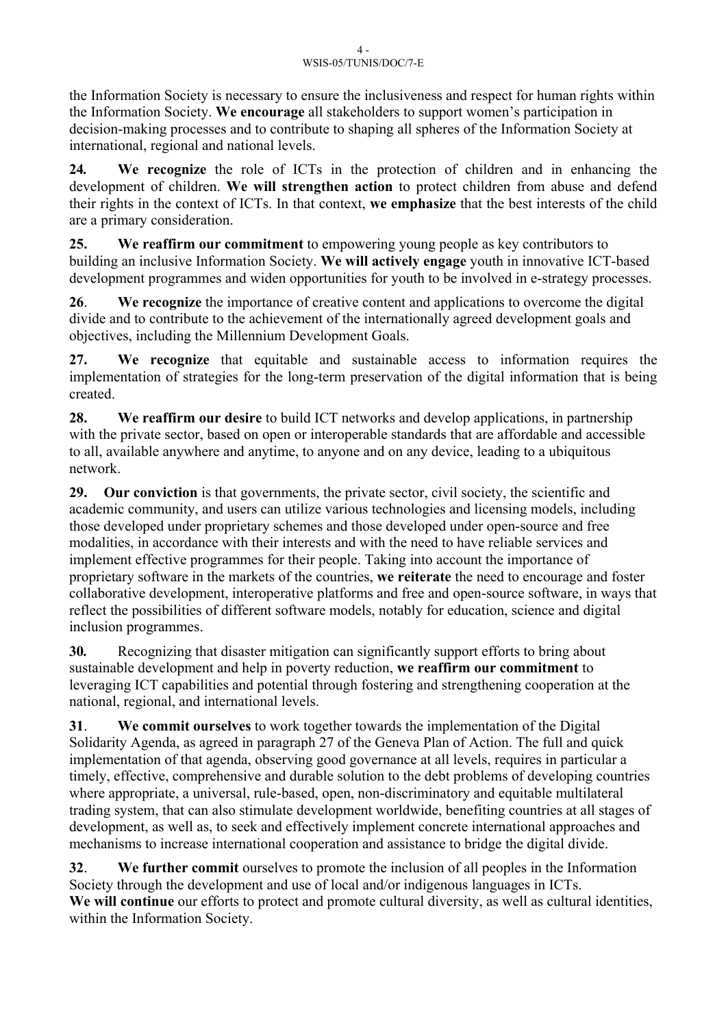the Information Society is necessary to ensure the inclusiveness and respect for human rights within the Information Society. **We encourage** all stakeholders to support women's participation in decision-making processes and to contribute to shaping all spheres of the Information Society at international, regional and national levels.

**24.** **We recognize** the role of ICTs in the protection of children and in enhancing the development of children. **We will strengthen action** to protect children from abuse and defend their rights in the context of ICTs. In that context, **we emphasize** that the best interests of the child are a primary consideration.

**25.** **We reaffirm our commitment** to empowering young people as key contributors to building an inclusive Information Society. **We will actively engage** youth in innovative ICT-based development programmes and widen opportunities for youth to be involved in e-strategy processes.

**26**. **We recognize** the importance of creative content and applications to overcome the digital divide and to contribute to the achievement of the internationally agreed development goals and objectives, including the Millennium Development Goals.

**27.** **We recognize** that equitable and sustainable access to information requires the implementation of strategies for the long-term preservation of the digital information that is being created.

**28.** **We reaffirm our desire** to build ICT networks and develop applications, in partnership with the private sector, based on open or interoperable standards that are affordable and accessible to all, available anywhere and anytime, to anyone and on any device, leading to a ubiquitous network.

**29.** **Our conviction** is that governments, the private sector, civil society, the scientific and academic community, and users can utilize various technologies and licensing models, including those developed under proprietary schemes and those developed under open-source and free modalities, in accordance with their interests and with the need to have reliable services and implement effective programmes for their people. Taking into account the importance of proprietary software in the markets of the countries, **we reiterate** the need to encourage and foster collaborative development, interoperative platforms and free and open-source software, in ways that reflect the possibilities of different software models, notably for education, science and digital inclusion programmes.

**30.** Recognizing that disaster mitigation can significantly support efforts to bring about sustainable development and help in poverty reduction, **we reaffirm our commitment** to leveraging ICT capabilities and potential through fostering and strengthening cooperation at the national, regional, and international levels.

**31**. **We commit ourselves** to work together towards the implementation of the Digital Solidarity Agenda, as agreed in paragraph 27 of the Geneva Plan of Action. The full and quick implementation of that agenda, observing good governance at all levels, requires in particular a timely, effective, comprehensive and durable solution to the debt problems of developing countries where appropriate, a universal, rule-based, open, non-discriminatory and equitable multilateral trading system, that can also stimulate development worldwide, benefiting countries at all stages of development, as well as, to seek and effectively implement concrete international approaches and mechanisms to increase international cooperation and assistance to bridge the digital divide.

**32**. **We further commit** ourselves to promote the inclusion of all peoples in the Information Society through the development and use of local and/or indigenous languages in ICTs.
**We will continue** our efforts to protect and promote cultural diversity, as well as cultural identities, within the Information Society.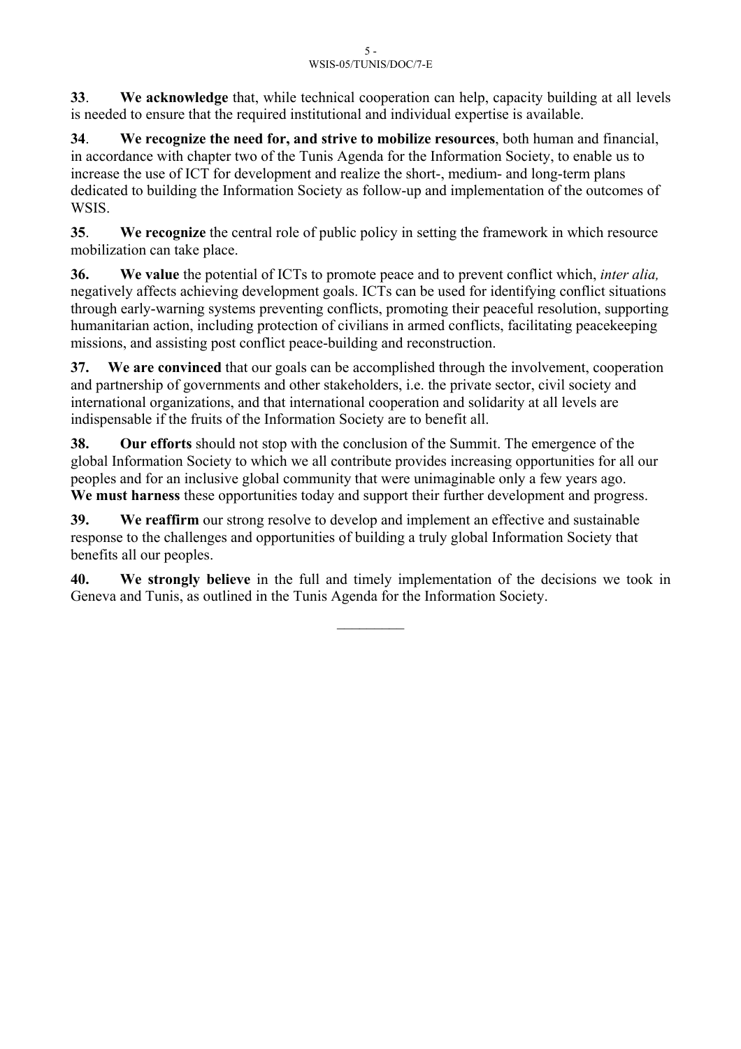**33**. **We acknowledge** that, while technical cooperation can help, capacity building at all levels is needed to ensure that the required institutional and individual expertise is available.

**34**. **We recognize the need for, and strive to mobilize resources**, both human and financial, in accordance with chapter two of the Tunis Agenda for the Information Society, to enable us to increase the use of ICT for development and realize the short-, medium- and long-term plans dedicated to building the Information Society as follow-up and implementation of the outcomes of WSIS.

**35**. **We recognize** the central role of public policy in setting the framework in which resource mobilization can take place.

**36.** **We value** the potential of ICTs to promote peace and to prevent conflict which, *inter alia,* negatively affects achieving development goals. ICTs can be used for identifying conflict situations through early-warning systems preventing conflicts, promoting their peaceful resolution, supporting humanitarian action, including protection of civilians in armed conflicts, facilitating peacekeeping missions, and assisting post conflict peace-building and reconstruction.

**37.** **We are convinced** that our goals can be accomplished through the involvement, cooperation and partnership of governments and other stakeholders, i.e. the private sector, civil society and international organizations, and that international cooperation and solidarity at all levels are indispensable if the fruits of the Information Society are to benefit all.

**38.** **Our efforts** should not stop with the conclusion of the Summit. The emergence of the global Information Society to which we all contribute provides increasing opportunities for all our peoples and for an inclusive global community that were unimaginable only a few years ago. **We must harness** these opportunities today and support their further development and progress.

**39.** **We reaffirm** our strong resolve to develop and implement an effective and sustainable response to the challenges and opportunities of building a truly global Information Society that benefits all our peoples.

**40.** **We strongly believe** in the full and timely implementation of the decisions we took in Geneva and Tunis, as outlined in the Tunis Agenda for the Information Society.

\_\_\_\_\_\_\_\_\_